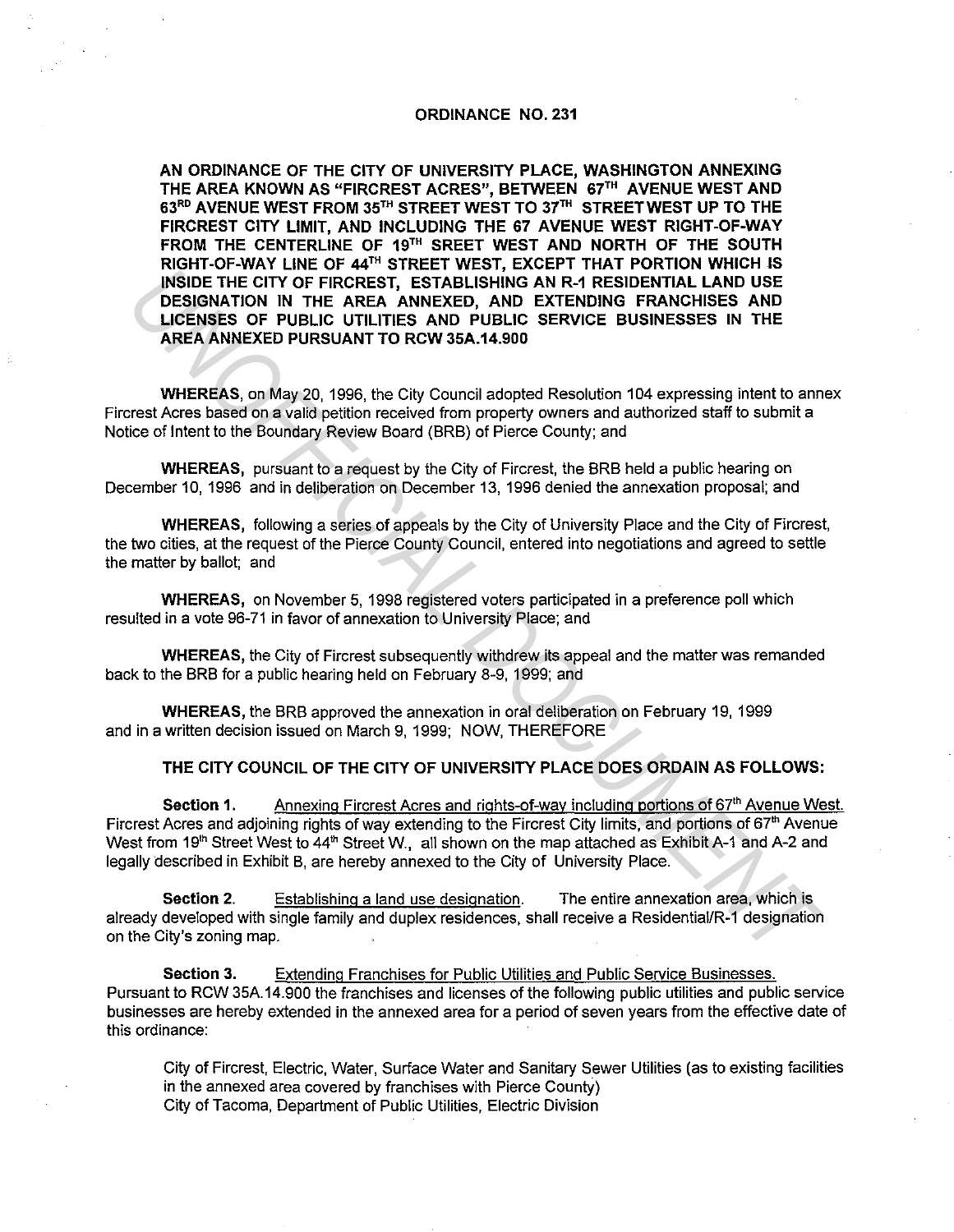# ORDINANCE NO. 231

**AN ORDINANCE OF THE CITY OF UNIVERSITY PLACE, WASHINGTON ANNEXING THE AREA KNOWN AS "FIRCREST ACRES", BETWEEN 67TH AVENUE WEST AND 63RD AVENUE WEST FROM 35TH STREET WEST TO 37TH STREET WEST UP TO THE FIRCREST CITY LIMIT, AND INCLUDING THE 67 AVENUE WEST RIGHT-OF-WAY FROM THE CENTERLINE OF 19TH SREET WEST AND NORTH OF THE SOUTH RIGHT-OF-WAY LINE OF 44TH STREET WEST, EXCEPT THAT PORTION WHICH IS INSIDE THE CITY OF FIRCREST, ESTABLISHING AN R-1 RESIDENTIAL LAND USE DESIGNATION IN THE AREA ANNEXED, AND EXTENDING FRANCHISES AND LICENSES OF PUBLIC UTILITIES AND PUBLIC SERVICE BUSINESSES IN THE AREA ANNEXED PURSUANT TO RCW 35A.14.900**

**WHEREAS,** on May 20, 1996, the City Council adopted Resolution 104 expressing intent to annex Fircrest Acres based on a valid petition received from property owners and authorized staff to submit a Notice of Intent to the Boundary Review Board (BRB) of Pierce County; and

**WHEREAS,** pursuant to a request by the City of Fircrest, the BRB held a public hearing on December 10, 1996 and in deliberation on December 13, 1996 denied the annexation proposal; and

**WHEREAS,** following a series of appeals by the City of University Place and the City of Fircrest, the two cities, at the request of the Pierce County Council, entered into negotiations and agreed to settle the matter by ballot; and

**WHEREAS,** on November 5, 1998 registered voters participated in a preference poll which resulted in a vote 96-71 in favor of annexation to University Place; and

**WHEREAS,** the City of Fircrest subsequently withdrew its appeal and the matter was remanded back to the BRB for a public hearing held on February 8-9, 1999; and

**WHEREAS,** the BRB approved the annexation in oral deliberation on February 19, 1999 and in a written decision issued on March 9, 1999; NOW, THEREFORE

**THE CITY COUNCIL OF THE CITY OF UNIVERSITY PLACE DOES ORDAIN AS FOLLOWS:**

**Section 1.** Annexing Fircrest Acres and rights-of-way including portions of 67th Avenue West. Fircrest Acres and adjoining rights of way extending to the Fircrest City limits, and portions of 67th Avenue West from 19th Street West to 44th Street W., all shown on the map attached as Exhibit A-1 and A-2 and legally described in Exhibit B, are hereby annexed to the City of University Place.

**Section 2.** Establishing a land use designation. The entire annexation area, which is already developed with single family and duplex residences, shall receive a Residential/R-1 designation on the City's zoning map.

**Section 3.** Extending Franchises for Public Utilities and Public Service Businesses. Pursuant to RCW 35A.14.900 the franchises and licenses of the following public utilities and public service businesses are hereby extended in the annexed area for a period of seven years from the effective date of this ordinance:

City of Fircrest, Electric, Water, Surface Water and Sanitary Sewer Utilities (as to existing facilities in the annexed area covered by franchises with Pierce County)
City of Tacoma, Department of Public Utilities, Electric Division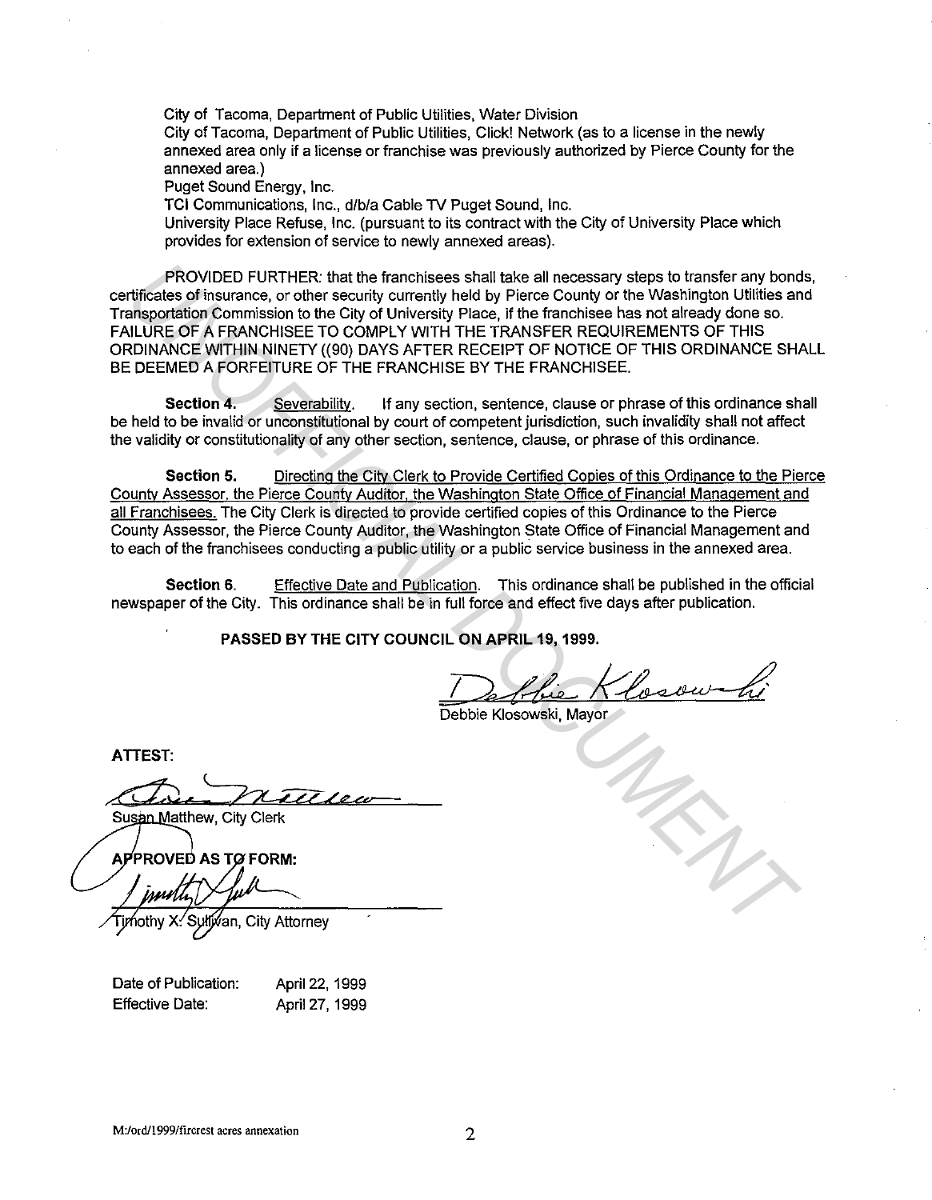City of Tacoma, Department of Public Utilities, Water Division
City of Tacoma, Department of Public Utilities, Click! Network (as to a license in the newly annexed area only if a license or franchise was previously authorized by Pierce County for the annexed area.)
Puget Sound Energy, Inc.
TCI Communications, Inc., d/b/a Cable TV Puget Sound, Inc.
University Place Refuse, Inc. (pursuant to its contract with the City of University Place which provides for extension of service to newly annexed areas).

PROVIDED FURTHER: that the franchisees shall take all necessary steps to transfer any bonds, certificates of insurance, or other security currently held by Pierce County or the Washington Utilities and Transportation Commission to the City of University Place, if the franchisee has not already done so. FAILURE OF A FRANCHISEE TO COMPLY WITH THE TRANSFER REQUIREMENTS OF THIS ORDINANCE WITHIN NINETY ((90) DAYS AFTER RECEIPT OF NOTICE OF THIS ORDINANCE SHALL BE DEEMED A FORFEITURE OF THE FRANCHISE BY THE FRANCHISEE.

**Section 4.** Severability. If any section, sentence, clause or phrase of this ordinance shall be held to be invalid or unconstitutional by court of competent jurisdiction, such invalidity shall not affect the validity or constitutionality of any other section, sentence, clause, or phrase of this ordinance.

**Section 5.** Directing the City Clerk to Provide Certified Copies of this Ordinance to the Pierce County Assessor, the Pierce County Auditor, the Washington State Office of Financial Management and all Franchisees. The City Clerk is directed to provide certified copies of this Ordinance to the Pierce County Assessor, the Pierce County Auditor, the Washington State Office of Financial Management and to each of the franchisees conducting a public utility or a public service business in the annexed area.

**Section 6.** Effective Date and Publication. This ordinance shall be published in the official newspaper of the City. This ordinance shall be in full force and effect five days after publication.

**PASSED BY THE CITY COUNCIL ON APRIL 19, 1999.**

Debbie Klosowski, Mayor

**ATTEST:**

Susan Matthew, City Clerk

**APPROVED AS TO FORM:**

Timothy X. Sullivan, City Attorney

Date of Publication: April 22, 1999
Effective Date: April 27, 1999

M:/ord/1999/fircrest acres annexation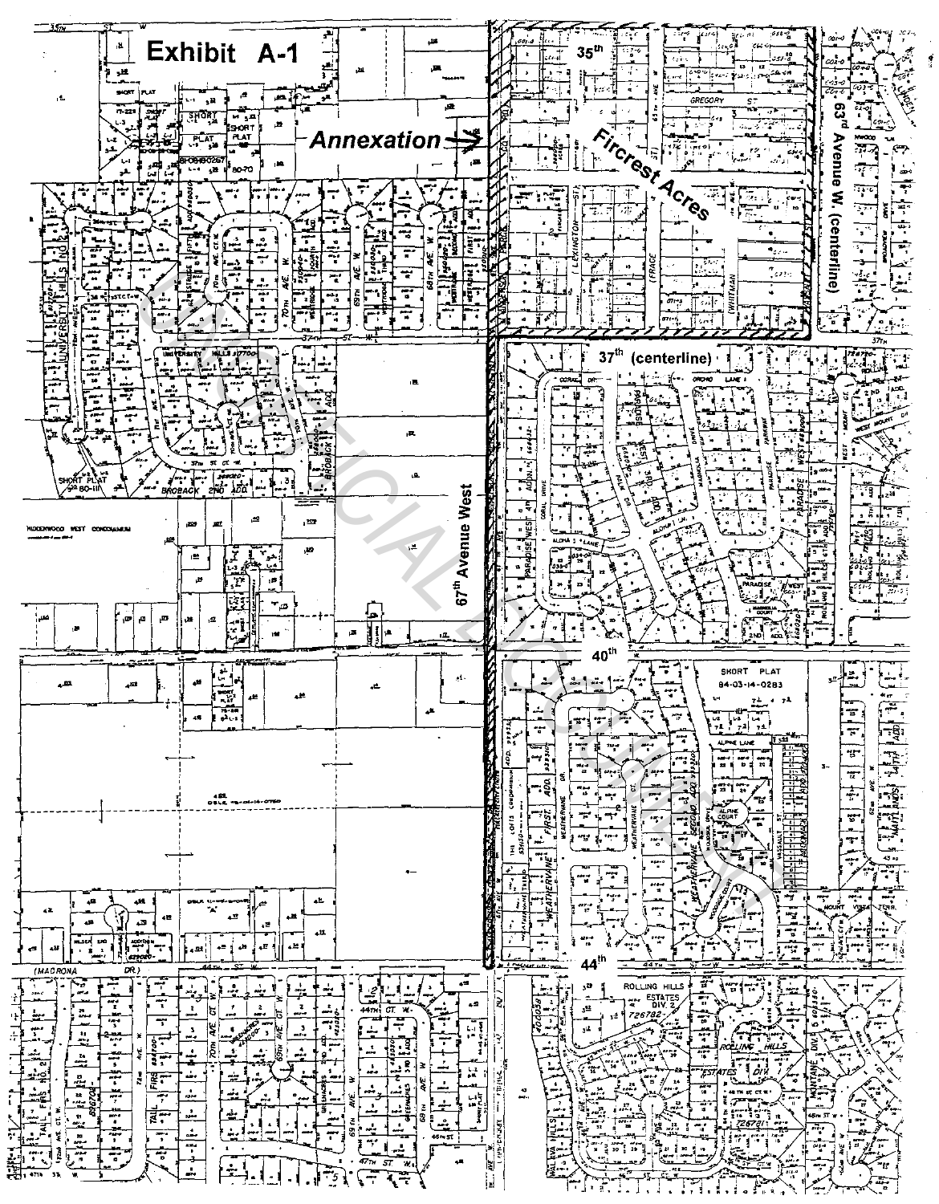# Exhibit A-1

**Annexation**

**Fircrest Acres**

35th

63rd Avenue W. (centerline)

37th (centerline)

67th Avenue West

40th

44th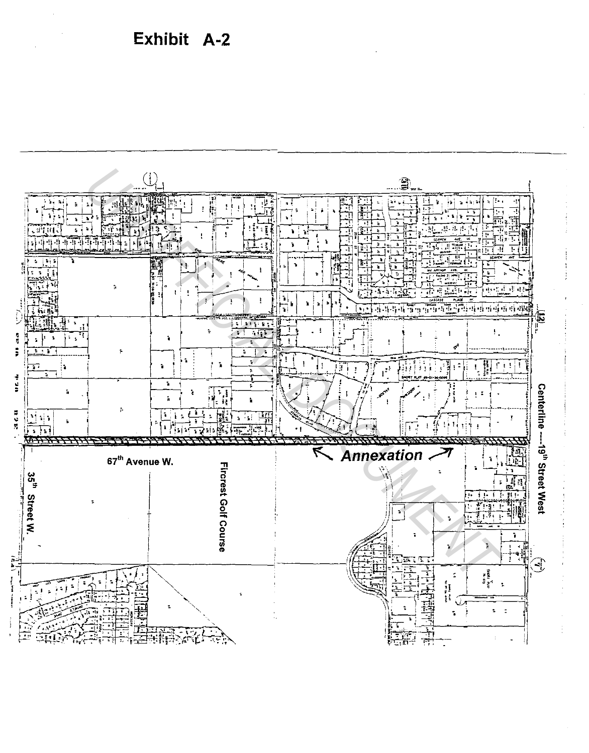# Exhibit A-2

67th Avenue W.

35th Street W.

Fircrest Golf Course

Annexation

Centerline ---- 19th Street West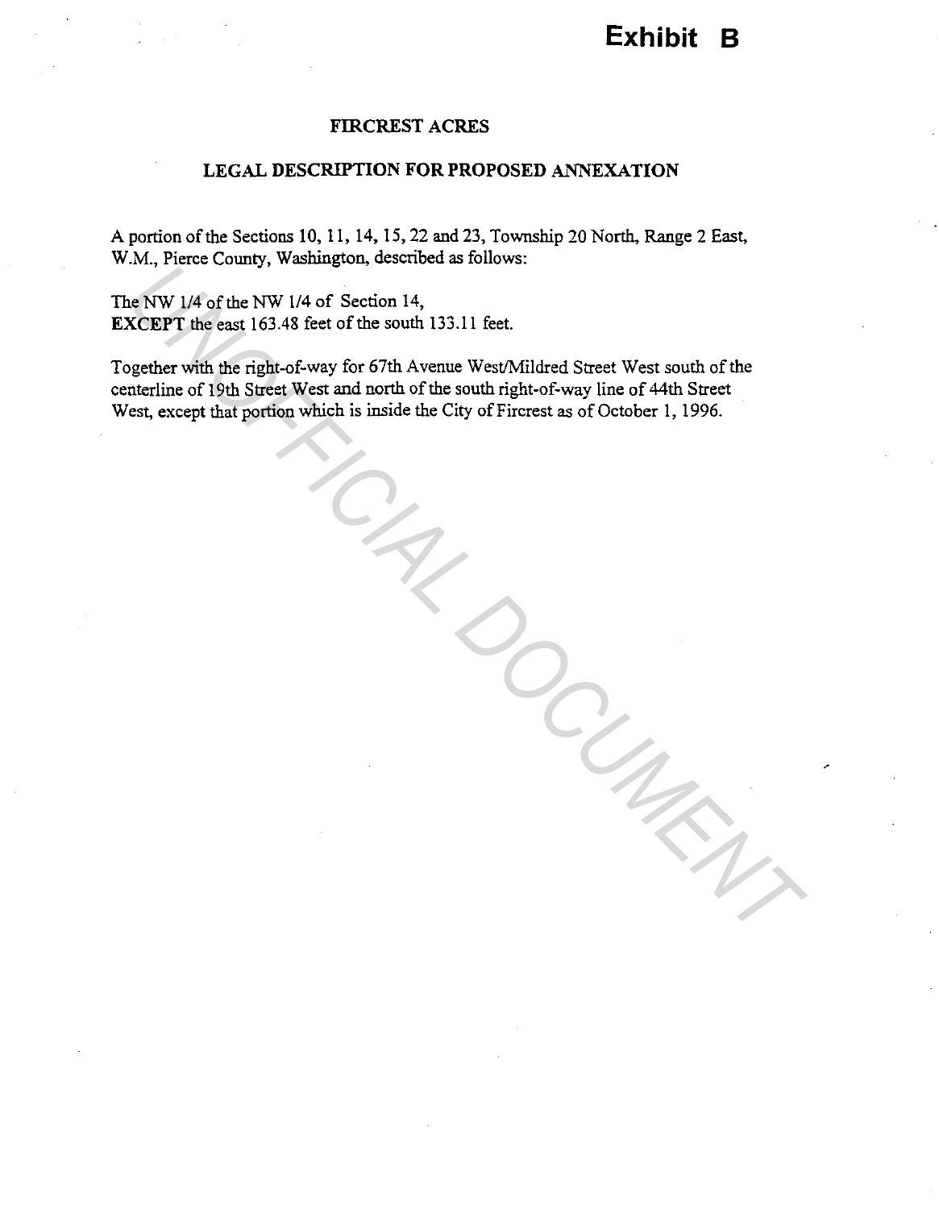# Exhibit B

## FIRCREST ACRES

## LEGAL DESCRIPTION FOR PROPOSED ANNEXATION

A portion of the Sections 10, 11, 14, 15, 22 and 23, Township 20 North, Range 2 East, W.M., Pierce County, Washington, described as follows:

The NW 1/4 of the NW 1/4 of Section 14,
**EXCEPT** the east 163.48 feet of the south 133.11 feet.

Together with the right-of-way for 67th Avenue West/Mildred Street West south of the centerline of 19th Street West and north of the south right-of-way line of 44th Street West, except that portion which is inside the City of Fircrest as of October 1, 1996.